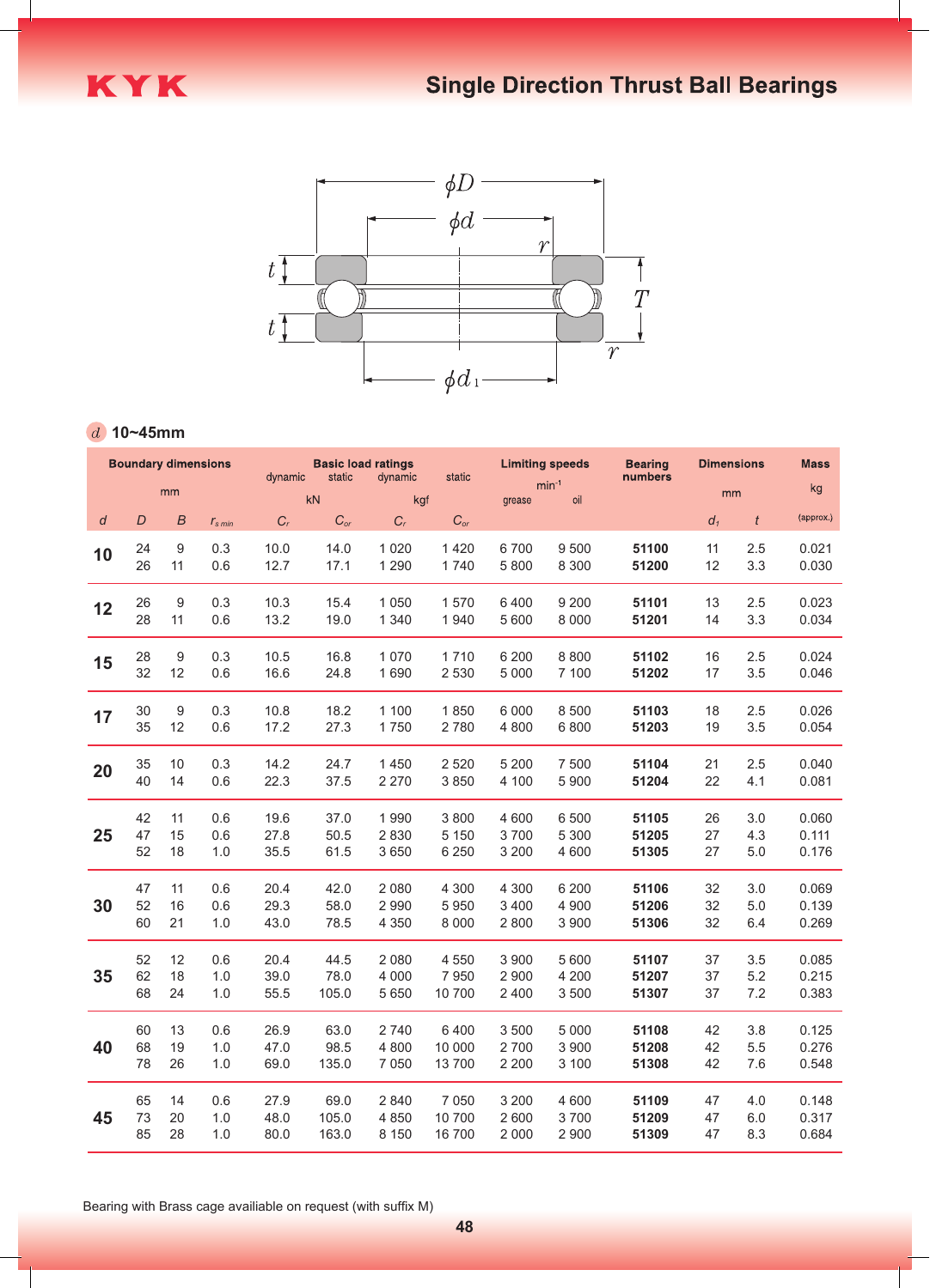KYK

# Single Direction Thrust Ball Bearings

*d* 10~45mm

| Boundary dimensions | | | | Basic load ratings | | | | Limiting speeds | | Bearing numbers | Dimensions | | Mass |
|---|---|---|---|---|---|---|---|---|---|---|---|---|---|
| mm | | | | dynamic kN | static kN | dynamic kgf | static kgf | min⁻¹ grease | oil | | mm | | kg |
| $d$ | $D$ | $B$ | $r_{s\,min}$ | $C_r$ | $C_{or}$ | $C_r$ | $C_{or}$ | | | | $d_1$ | $t$ | (approx.) |
| 10 | 24 | 9 | 0.3 | 10.0 | 14.0 | 1 020 | 1 420 | 6 700 | 9 500 | **51100** | 11 | 2.5 | 0.021 |
| | 26 | 11 | 0.6 | 12.7 | 17.1 | 1 290 | 1 740 | 5 800 | 8 300 | **51200** | 12 | 3.3 | 0.030 |
| 12 | 26 | 9 | 0.3 | 10.3 | 15.4 | 1 050 | 1 570 | 6 400 | 9 200 | **51101** | 13 | 2.5 | 0.023 |
| | 28 | 11 | 0.6 | 13.2 | 19.0 | 1 340 | 1 940 | 5 600 | 8 000 | **51201** | 14 | 3.3 | 0.034 |
| 15 | 28 | 9 | 0.3 | 10.5 | 16.8 | 1 070 | 1 710 | 6 200 | 8 800 | **51102** | 16 | 2.5 | 0.024 |
| | 32 | 12 | 0.6 | 16.6 | 24.8 | 1 690 | 2 530 | 5 000 | 7 100 | **51202** | 17 | 3.5 | 0.046 |
| 17 | 30 | 9 | 0.3 | 10.8 | 18.2 | 1 100 | 1 850 | 6 000 | 8 500 | **51103** | 18 | 2.5 | 0.026 |
| | 35 | 12 | 0.6 | 17.2 | 27.3 | 1 750 | 2 780 | 4 800 | 6 800 | **51203** | 19 | 3.5 | 0.054 |
| 20 | 35 | 10 | 0.3 | 14.2 | 24.7 | 1 450 | 2 520 | 5 200 | 7 500 | **51104** | 21 | 2.5 | 0.040 |
| | 40 | 14 | 0.6 | 22.3 | 37.5 | 2 270 | 3 850 | 4 100 | 5 900 | **51204** | 22 | 4.1 | 0.081 |
| 25 | 42 | 11 | 0.6 | 19.6 | 37.0 | 1 990 | 3 800 | 4 600 | 6 500 | **51105** | 26 | 3.0 | 0.060 |
| | 47 | 15 | 0.6 | 27.8 | 50.5 | 2 830 | 5 150 | 3 700 | 5 300 | **51205** | 27 | 4.3 | 0.111 |
| | 52 | 18 | 1.0 | 35.5 | 61.5 | 3 650 | 6 250 | 3 200 | 4 600 | **51305** | 27 | 5.0 | 0.176 |
| 30 | 47 | 11 | 0.6 | 20.4 | 42.0 | 2 080 | 4 300 | 4 300 | 6 200 | **51106** | 32 | 3.0 | 0.069 |
| | 52 | 16 | 0.6 | 29.3 | 58.0 | 2 990 | 5 950 | 3 400 | 4 900 | **51206** | 32 | 5.0 | 0.139 |
| | 60 | 21 | 1.0 | 43.0 | 78.5 | 4 350 | 8 000 | 2 800 | 3 900 | **51306** | 32 | 6.4 | 0.269 |
| 35 | 52 | 12 | 0.6 | 20.4 | 44.5 | 2 080 | 4 550 | 3 900 | 5 600 | **51107** | 37 | 3.5 | 0.085 |
| | 62 | 18 | 1.0 | 39.0 | 78.0 | 4 000 | 7 950 | 2 900 | 4 200 | **51207** | 37 | 5.2 | 0.215 |
| | 68 | 24 | 1.0 | 55.5 | 105.0 | 5 650 | 10 700 | 2 400 | 3 500 | **51307** | 37 | 7.2 | 0.383 |
| 40 | 60 | 13 | 0.6 | 26.9 | 63.0 | 2 740 | 6 400 | 3 500 | 5 000 | **51108** | 42 | 3.8 | 0.125 |
| | 68 | 19 | 1.0 | 47.0 | 98.5 | 4 800 | 10 000 | 2 700 | 3 900 | **51208** | 42 | 5.5 | 0.276 |
| | 78 | 26 | 1.0 | 69.0 | 135.0 | 7 050 | 13 700 | 2 200 | 3 100 | **51308** | 42 | 7.6 | 0.548 |
| 45 | 65 | 14 | 0.6 | 27.9 | 69.0 | 2 840 | 7 050 | 3 200 | 4 600 | **51109** | 47 | 4.0 | 0.148 |
| | 73 | 20 | 1.0 | 48.0 | 105.0 | 4 850 | 10 700 | 2 600 | 3 700 | **51209** | 47 | 6.0 | 0.317 |
| | 85 | 28 | 1.0 | 80.0 | 163.0 | 8 150 | 16 700 | 2 000 | 2 900 | **51309** | 47 | 8.3 | 0.684 |

Bearing with Brass cage availiable on request (with suffix M)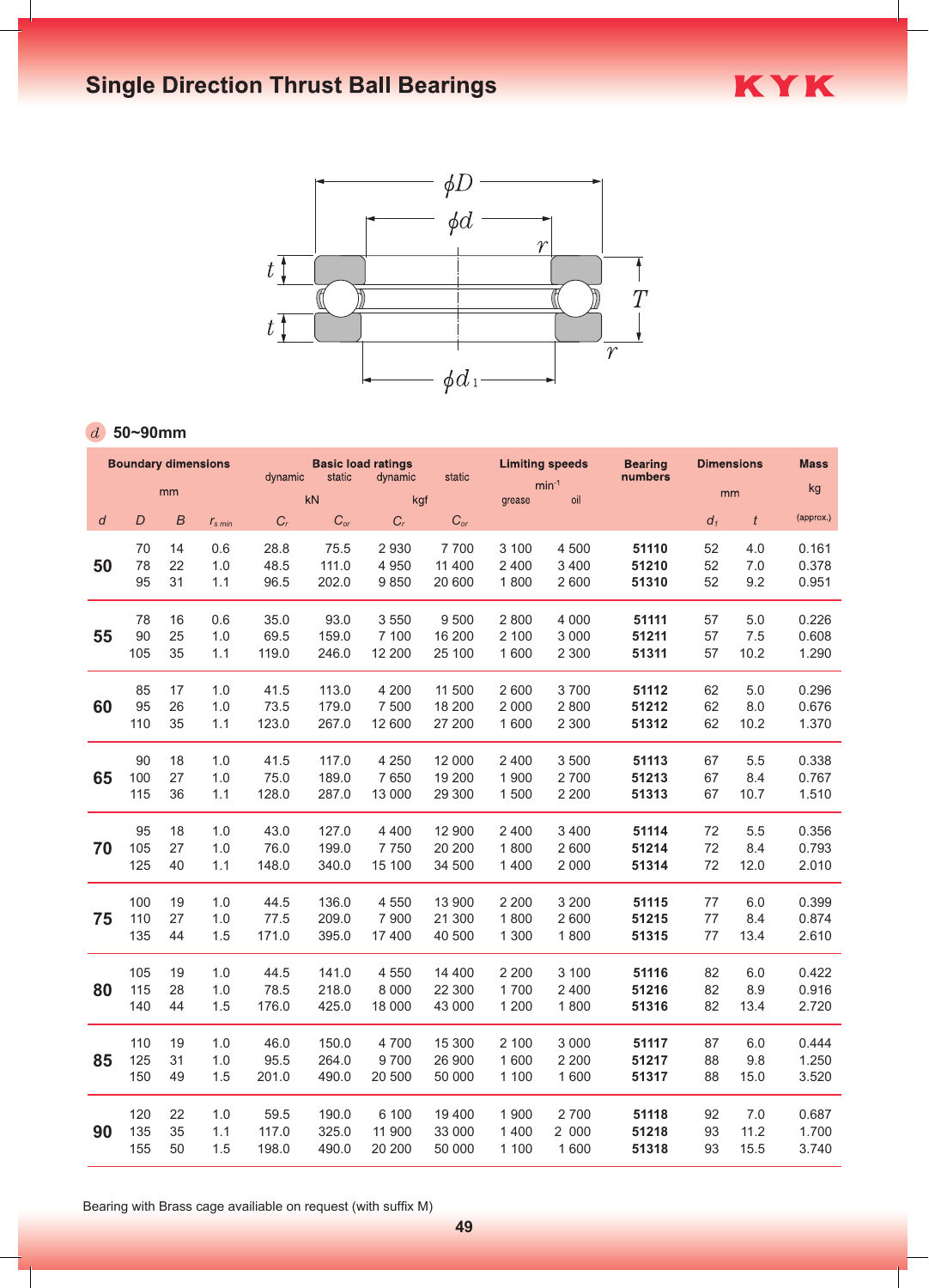# Single Direction Thrust Ball Bearings

$d$ 50~90mm

| Boundary dimensions | | | | Basic load ratings | | | | Limiting speeds | | Bearing numbers | Dimensions | | Mass |
|---|---|---|---|---|---|---|---|---|---|---|---|---|---|
| mm | | | | dynamic (kN) | static (kN) | dynamic (kgf) | static (kgf) | min$^{-1}$ | | | mm | | kg |
| | | | | | | | | grease | oil | | | | |
| $d$ | $D$ | $B$ | $r_{s\ min}$ | $C_r$ | $C_{or}$ | $C_r$ | $C_{or}$ | | | | $d_1$ | $t$ | (approx.) |
| 50 | 70 | 14 | 0.6 | 28.8 | 75.5 | 2 930 | 7 700 | 3 100 | 4 500 | 51110 | 52 | 4.0 | 0.161 |
| | 78 | 22 | 1.0 | 48.5 | 111.0 | 4 950 | 11 400 | 2 400 | 3 400 | 51210 | 52 | 7.0 | 0.378 |
| | 95 | 31 | 1.1 | 96.5 | 202.0 | 9 850 | 20 600 | 1 800 | 2 600 | 51310 | 52 | 9.2 | 0.951 |
| 55 | 78 | 16 | 0.6 | 35.0 | 93.0 | 3 550 | 9 500 | 2 800 | 4 000 | 51111 | 57 | 5.0 | 0.226 |
| | 90 | 25 | 1.0 | 69.5 | 159.0 | 7 100 | 16 200 | 2 100 | 3 000 | 51211 | 57 | 7.5 | 0.608 |
| | 105 | 35 | 1.1 | 119.0 | 246.0 | 12 200 | 25 100 | 1 600 | 2 300 | 51311 | 57 | 10.2 | 1.290 |
| 60 | 85 | 17 | 1.0 | 41.5 | 113.0 | 4 200 | 11 500 | 2 600 | 3 700 | 51112 | 62 | 5.0 | 0.296 |
| | 95 | 26 | 1.0 | 73.5 | 179.0 | 7 500 | 18 200 | 2 000 | 2 800 | 51212 | 62 | 8.0 | 0.676 |
| | 110 | 35 | 1.1 | 123.0 | 267.0 | 12 600 | 27 200 | 1 600 | 2 300 | 51312 | 62 | 10.2 | 1.370 |
| 65 | 90 | 18 | 1.0 | 41.5 | 117.0 | 4 250 | 12 000 | 2 400 | 3 500 | 51113 | 67 | 5.5 | 0.338 |
| | 100 | 27 | 1.0 | 75.0 | 189.0 | 7 650 | 19 200 | 1 900 | 2 700 | 51213 | 67 | 8.4 | 0.767 |
| | 115 | 36 | 1.1 | 128.0 | 287.0 | 13 000 | 29 300 | 1 500 | 2 200 | 51313 | 67 | 10.7 | 1.510 |
| 70 | 95 | 18 | 1.0 | 43.0 | 127.0 | 4 400 | 12 900 | 2 400 | 3 400 | 51114 | 72 | 5.5 | 0.356 |
| | 105 | 27 | 1.0 | 76.0 | 199.0 | 7 750 | 20 200 | 1 800 | 2 600 | 51214 | 72 | 8.4 | 0.793 |
| | 125 | 40 | 1.1 | 148.0 | 340.0 | 15 100 | 34 500 | 1 400 | 2 000 | 51314 | 72 | 12.0 | 2.010 |
| 75 | 100 | 19 | 1.0 | 44.5 | 136.0 | 4 550 | 13 900 | 2 200 | 3 200 | 51115 | 77 | 6.0 | 0.399 |
| | 110 | 27 | 1.0 | 77.5 | 209.0 | 7 900 | 21 300 | 1 800 | 2 600 | 51215 | 77 | 8.4 | 0.874 |
| | 135 | 44 | 1.5 | 171.0 | 395.0 | 17 400 | 40 500 | 1 300 | 1 800 | 51315 | 77 | 13.4 | 2.610 |
| 80 | 105 | 19 | 1.0 | 44.5 | 141.0 | 4 550 | 14 400 | 2 200 | 3 100 | 51116 | 82 | 6.0 | 0.422 |
| | 115 | 28 | 1.0 | 78.5 | 218.0 | 8 000 | 22 300 | 1 700 | 2 400 | 51216 | 82 | 8.9 | 0.916 |
| | 140 | 44 | 1.5 | 176.0 | 425.0 | 18 000 | 43 000 | 1 200 | 1 800 | 51316 | 82 | 13.4 | 2.720 |
| 85 | 110 | 19 | 1.0 | 46.0 | 150.0 | 4 700 | 15 300 | 2 100 | 3 000 | 51117 | 87 | 6.0 | 0.444 |
| | 125 | 31 | 1.0 | 95.5 | 264.0 | 9 700 | 26 900 | 1 600 | 2 200 | 51217 | 88 | 9.8 | 1.250 |
| | 150 | 49 | 1.5 | 201.0 | 490.0 | 20 500 | 50 000 | 1 100 | 1 600 | 51317 | 88 | 15.0 | 3.520 |
| 90 | 120 | 22 | 1.0 | 59.5 | 190.0 | 6 100 | 19 400 | 1 900 | 2 700 | 51118 | 92 | 7.0 | 0.687 |
| | 135 | 35 | 1.1 | 117.0 | 325.0 | 11 900 | 33 000 | 1 400 | 2 000 | 51218 | 93 | 11.2 | 1.700 |
| | 155 | 50 | 1.5 | 198.0 | 490.0 | 20 200 | 50 000 | 1 100 | 1 600 | 51318 | 93 | 15.5 | 3.740 |

Bearing with Brass cage availiable on request (with suffix M)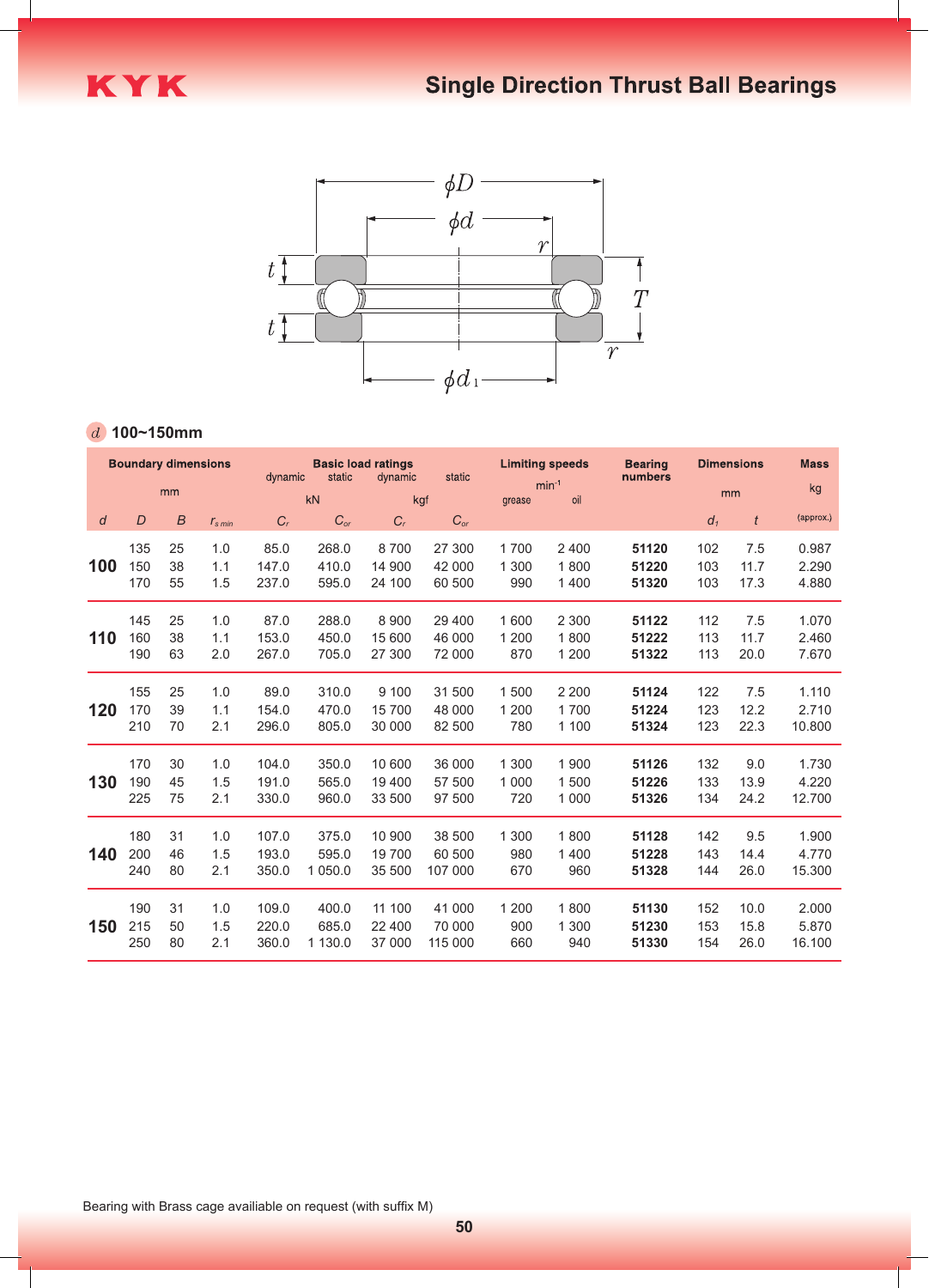# Single Direction Thrust Ball Bearings

$\phi D$

$\phi d$

$r$

$t$

$T$

$t$

$r$

$\phi d_1$

## $d$ 100~150mm

| Boundary dimensions (mm) | | | | Basic load ratings | | | | Limiting speeds (min$^{-1}$) | | Bearing numbers | Dimensions (mm) | | Mass (kg) |
|---|---|---|---|---|---|---|---|---|---|---|---|---|---|
| | | | | dynamic (kN) | static (kN) | dynamic (kgf) | static (kgf) | grease | oil | | | | |
| $d$ | $D$ | $B$ | $r_{s\,min}$ | $C_r$ | $C_{or}$ | $C_r$ | $C_{or}$ | | | | $d_1$ | $t$ | (approx.) |
| 100 | 135 | 25 | 1.0 | 85.0 | 268.0 | 8 700 | 27 300 | 1 700 | 2 400 | **51120** | 102 | 7.5 | 0.987 |
| | 150 | 38 | 1.1 | 147.0 | 410.0 | 14 900 | 42 000 | 1 300 | 1 800 | **51220** | 103 | 11.7 | 2.290 |
| | 170 | 55 | 1.5 | 237.0 | 595.0 | 24 100 | 60 500 | 990 | 1 400 | **51320** | 103 | 17.3 | 4.880 |
| 110 | 145 | 25 | 1.0 | 87.0 | 288.0 | 8 900 | 29 400 | 1 600 | 2 300 | **51122** | 112 | 7.5 | 1.070 |
| | 160 | 38 | 1.1 | 153.0 | 450.0 | 15 600 | 46 000 | 1 200 | 1 800 | **51222** | 113 | 11.7 | 2.460 |
| | 190 | 63 | 2.0 | 267.0 | 705.0 | 27 300 | 72 000 | 870 | 1 200 | **51322** | 113 | 20.0 | 7.670 |
| 120 | 155 | 25 | 1.0 | 89.0 | 310.0 | 9 100 | 31 500 | 1 500 | 2 200 | **51124** | 122 | 7.5 | 1.110 |
| | 170 | 39 | 1.1 | 154.0 | 470.0 | 15 700 | 48 000 | 1 200 | 1 700 | **51224** | 123 | 12.2 | 2.710 |
| | 210 | 70 | 2.1 | 296.0 | 805.0 | 30 000 | 82 500 | 780 | 1 100 | **51324** | 123 | 22.3 | 10.800 |
| 130 | 170 | 30 | 1.0 | 104.0 | 350.0 | 10 600 | 36 000 | 1 300 | 1 900 | **51126** | 132 | 9.0 | 1.730 |
| | 190 | 45 | 1.5 | 191.0 | 565.0 | 19 400 | 57 500 | 1 000 | 1 500 | **51226** | 133 | 13.9 | 4.220 |
| | 225 | 75 | 2.1 | 330.0 | 960.0 | 33 500 | 97 500 | 720 | 1 000 | **51326** | 134 | 24.2 | 12.700 |
| 140 | 180 | 31 | 1.0 | 107.0 | 375.0 | 10 900 | 38 500 | 1 300 | 1 800 | **51128** | 142 | 9.5 | 1.900 |
| | 200 | 46 | 1.5 | 193.0 | 595.0 | 19 700 | 60 500 | 980 | 1 400 | **51228** | 143 | 14.4 | 4.770 |
| | 240 | 80 | 2.1 | 350.0 | 1 050.0 | 35 500 | 107 000 | 670 | 960 | **51328** | 144 | 26.0 | 15.300 |
| 150 | 190 | 31 | 1.0 | 109.0 | 400.0 | 11 100 | 41 000 | 1 200 | 1 800 | **51130** | 152 | 10.0 | 2.000 |
| | 215 | 50 | 1.5 | 220.0 | 685.0 | 22 400 | 70 000 | 900 | 1 300 | **51230** | 153 | 15.8 | 5.870 |
| | 250 | 80 | 2.1 | 360.0 | 1 130.0 | 37 000 | 115 000 | 660 | 940 | **51330** | 154 | 26.0 | 16.100 |

Bearing with Brass cage availiable on request (with suffix M)